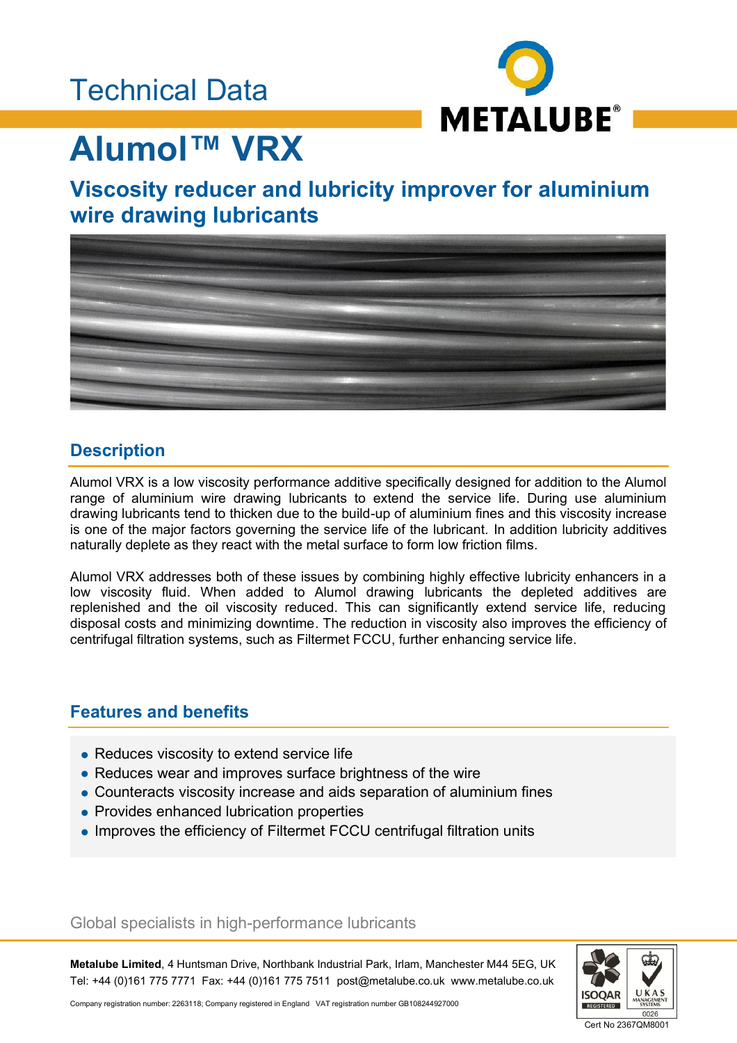Technical Data

METALUBE®

# Alumol™ VRX

## Viscosity reducer and lubricity improver for aluminium wire drawing lubricants

## Description

Alumol VRX is a low viscosity performance additive specifically designed for addition to the Alumol range of aluminium wire drawing lubricants to extend the service life. During use aluminium drawing lubricants tend to thicken due to the build-up of aluminium fines and this viscosity increase is one of the major factors governing the service life of the lubricant. In addition lubricity additives naturally deplete as they react with the metal surface to form low friction films.

Alumol VRX addresses both of these issues by combining highly effective lubricity enhancers in a low viscosity fluid. When added to Alumol drawing lubricants the depleted additives are replenished and the oil viscosity reduced. This can significantly extend service life, reducing disposal costs and minimizing downtime. The reduction in viscosity also improves the efficiency of centrifugal filtration systems, such as Filtermet FCCU, further enhancing service life.

## Features and benefits

- Reduces viscosity to extend service life
- Reduces wear and improves surface brightness of the wire
- Counteracts viscosity increase and aids separation of aluminium fines
- Provides enhanced lubrication properties
- Improves the efficiency of Filtermet FCCU centrifugal filtration units

Global specialists in high-performance lubricants

**Metalube Limited**, 4 Huntsman Drive, Northbank Industrial Park, Irlam, Manchester M44 5EG, UK
Tel: +44 (0)161 775 7771 Fax: +44 (0)161 775 7511 post@metalube.co.uk www.metalube.co.uk

Company registration number: 2263118; Company registered in England VAT registration number GB108244927000

ISOQAR REGISTERED UKAS MANAGEMENT SYSTEMS 0026

Cert No 2367QM8001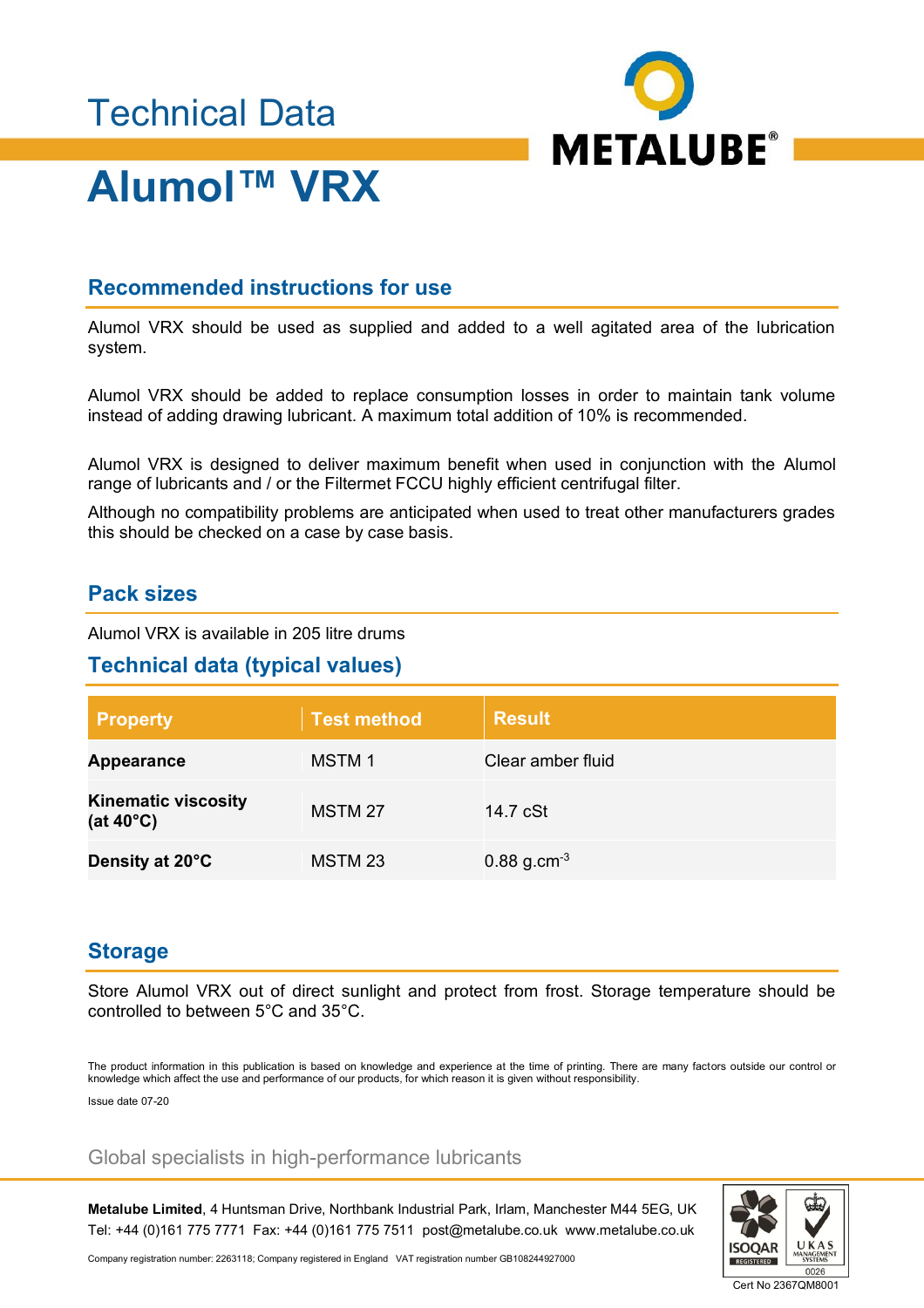Technical Data

# Alumol™ VRX

## Recommended instructions for use

Alumol VRX should be used as supplied and added to a well agitated area of the lubrication system.

Alumol VRX should be added to replace consumption losses in order to maintain tank volume instead of adding drawing lubricant. A maximum total addition of 10% is recommended.

Alumol VRX is designed to deliver maximum benefit when used in conjunction with the Alumol range of lubricants and / or the Filtermet FCCU highly efficient centrifugal filter.

Although no compatibility problems are anticipated when used to treat other manufacturers grades this should be checked on a case by case basis.

## Pack sizes

Alumol VRX is available in 205 litre drums

## Technical data (typical values)

| Property | Test method | Result |
|---|---|---|
| **Appearance** | MSTM 1 | Clear amber fluid |
| **Kinematic viscosity (at 40°C)** | MSTM 27 | 14.7 cSt |
| **Density at 20°C** | MSTM 23 | 0.88 $g.cm^{-3}$ |

## Storage

Store Alumol VRX out of direct sunlight and protect from frost. Storage temperature should be controlled to between 5°C and 35°C.

The product information in this publication is based on knowledge and experience at the time of printing. There are many factors outside our control or knowledge which affect the use and performance of our products, for which reason it is given without responsibility.

Issue date 07-20

Global specialists in high-performance lubricants

**Metalube Limited**, 4 Huntsman Drive, Northbank Industrial Park, Irlam, Manchester M44 5EG, UK
Tel: +44 (0)161 775 7771 Fax: +44 (0)161 775 7511 post@metalube.co.uk www.metalube.co.uk

Company registration number: 2263118; Company registered in England VAT registration number GB108244927000

Cert No 2367QM8001